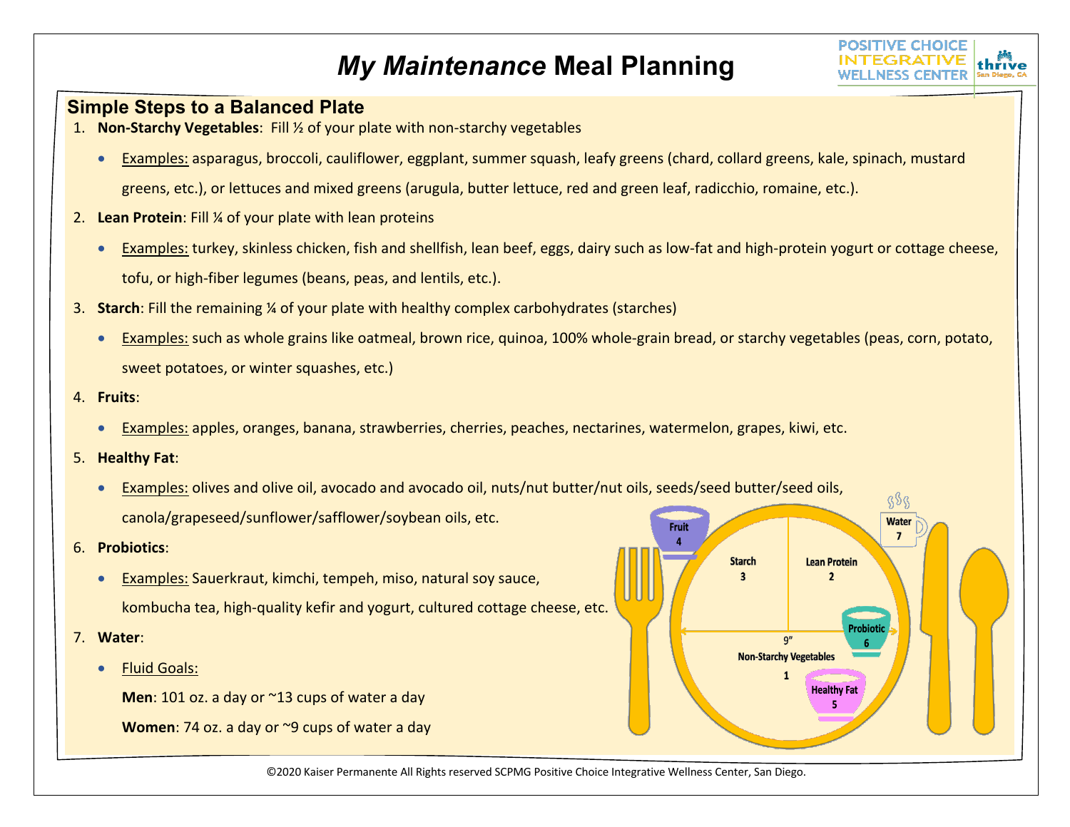# *My Maintenance* Meal Planning

POSITIVE CHOICE INTEGRATIVE WELLNESS CENTER | thrive San Diego, CA

## Simple Steps to a Balanced Plate

1. **Non-Starchy Vegetables**: Fill ½ of your plate with non-starchy vegetables
   - Examples: asparagus, broccoli, cauliflower, eggplant, summer squash, leafy greens (chard, collard greens, kale, spinach, mustard greens, etc.), or lettuces and mixed greens (arugula, butter lettuce, red and green leaf, radicchio, romaine, etc.).
2. **Lean Protein**: Fill ¼ of your plate with lean proteins
   - Examples: turkey, skinless chicken, fish and shellfish, lean beef, eggs, dairy such as low-fat and high-protein yogurt or cottage cheese, tofu, or high-fiber legumes (beans, peas, and lentils, etc.).
3. **Starch**: Fill the remaining ¼ of your plate with healthy complex carbohydrates (starches)
   - Examples: such as whole grains like oatmeal, brown rice, quinoa, 100% whole-grain bread, or starchy vegetables (peas, corn, potato, sweet potatoes, or winter squashes, etc.)
4. **Fruits**:
   - Examples: apples, oranges, banana, strawberries, cherries, peaches, nectarines, watermelon, grapes, kiwi, etc.
5. **Healthy Fat**:
   - Examples: olives and olive oil, avocado and avocado oil, nuts/nut butter/nut oils, seeds/seed butter/seed oils, canola/grapeseed/sunflower/safflower/soybean oils, etc.
6. **Probiotics**:
   - Examples: Sauerkraut, kimchi, tempeh, miso, natural soy sauce, kombucha tea, high-quality kefir and yogurt, cultured cottage cheese, etc.
7. **Water**:
   - Fluid Goals:

     **Men**: 101 oz. a day or ~13 cups of water a day

     **Women**: 74 oz. a day or ~9 cups of water a day

Fruit 4 | Starch 3 | Lean Protein 2 | Water 7 | Probiotic 6 | 9" | Non-Starchy Vegetables 1 | Healthy Fat 5

©2020 Kaiser Permanente All Rights reserved SCPMG Positive Choice Integrative Wellness Center, San Diego.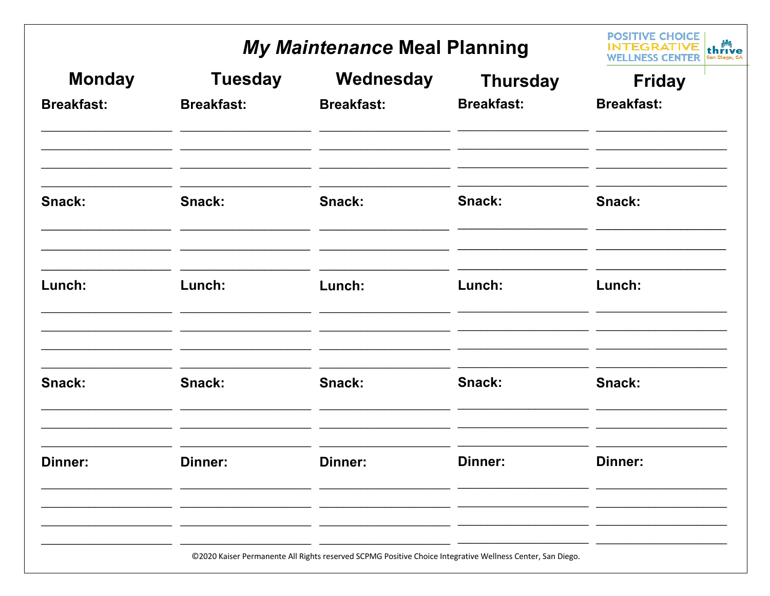# *My Maintenance* Meal Planning

POSITIVE CHOICE INTEGRATIVE WELLNESS CENTER | thrive San Diego, CA

| Monday | Tuesday | Wednesday | Thursday | Friday |
| --- | --- | --- | --- | --- |
| **Breakfast:** | **Breakfast:** | **Breakfast:** | **Breakfast:** | **Breakfast:** |
| ____________________ | ____________________ | ____________________ | ____________________ | ____________________ |
| ____________________ | ____________________ | ____________________ | ____________________ | ____________________ |
| ____________________ | ____________________ | ____________________ | ____________________ | ____________________ |
| ____________________ | ____________________ | ____________________ | ____________________ | ____________________ |
| **Snack:** | **Snack:** | **Snack:** | **Snack:** | **Snack:** |
| ____________________ | ____________________ | ____________________ | ____________________ | ____________________ |
| ____________________ | ____________________ | ____________________ | ____________________ | ____________________ |
| ____________________ | ____________________ | ____________________ | ____________________ | ____________________ |
| **Lunch:** | **Lunch:** | **Lunch:** | **Lunch:** | **Lunch:** |
| ____________________ | ____________________ | ____________________ | ____________________ | ____________________ |
| ____________________ | ____________________ | ____________________ | ____________________ | ____________________ |
| ____________________ | ____________________ | ____________________ | ____________________ | ____________________ |
| ____________________ | ____________________ | ____________________ | ____________________ | ____________________ |
| **Snack:** | **Snack:** | **Snack:** | **Snack:** | **Snack:** |
| ____________________ | ____________________ | ____________________ | ____________________ | ____________________ |
| ____________________ | ____________________ | ____________________ | ____________________ | ____________________ |
| ____________________ | ____________________ | ____________________ | ____________________ | ____________________ |
| **Dinner:** | **Dinner:** | **Dinner:** | **Dinner:** | **Dinner:** |
| ____________________ | ____________________ | ____________________ | ____________________ | ____________________ |
| ____________________ | ____________________ | ____________________ | ____________________ | ____________________ |
| ____________________ | ____________________ | ____________________ | ____________________ | ____________________ |
| ____________________ | ____________________ | ____________________ | ____________________ | ____________________ |

©2020 Kaiser Permanente All Rights reserved SCPMG Positive Choice Integrative Wellness Center, San Diego.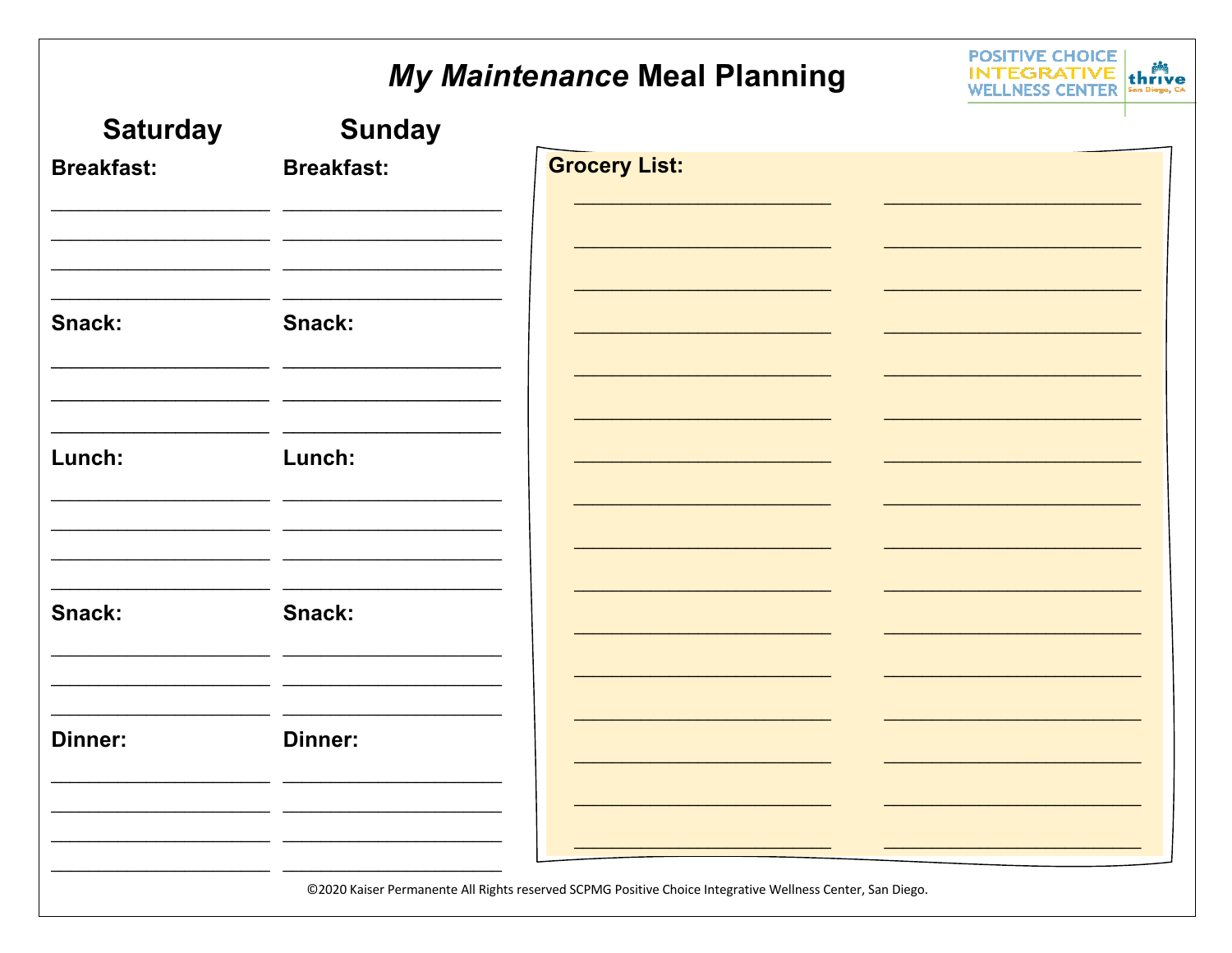# *My Maintenance* Meal Planning

POSITIVE CHOICE INTEGRATIVE WELLNESS CENTER

thrive San Diego, CA

## Saturday

**Breakfast:**

______________________
______________________
______________________
______________________

**Snack:**

______________________
______________________
______________________

**Lunch:**

______________________
______________________
______________________
______________________

**Snack:**

______________________
______________________
______________________

**Dinner:**

______________________
______________________
______________________
______________________

## Sunday

**Breakfast:**

______________________
______________________
______________________
______________________

**Snack:**

______________________
______________________
______________________

**Lunch:**

______________________
______________________
______________________
______________________

**Snack:**

______________________
______________________
______________________

**Dinner:**

______________________
______________________
______________________
______________________

**Grocery List:**

| | |
|---|---|
| ______________________ | ______________________ |
| ______________________ | ______________________ |
| ______________________ | ______________________ |
| ______________________ | ______________________ |
| ______________________ | ______________________ |
| ______________________ | ______________________ |
| ______________________ | ______________________ |
| ______________________ | ______________________ |
| ______________________ | ______________________ |
| ______________________ | ______________________ |
| ______________________ | ______________________ |
| ______________________ | ______________________ |
| ______________________ | ______________________ |
| ______________________ | ______________________ |
| ______________________ | ______________________ |
| ______________________ | ______________________ |

©2020 Kaiser Permanente All Rights reserved SCPMG Positive Choice Integrative Wellness Center, San Diego.